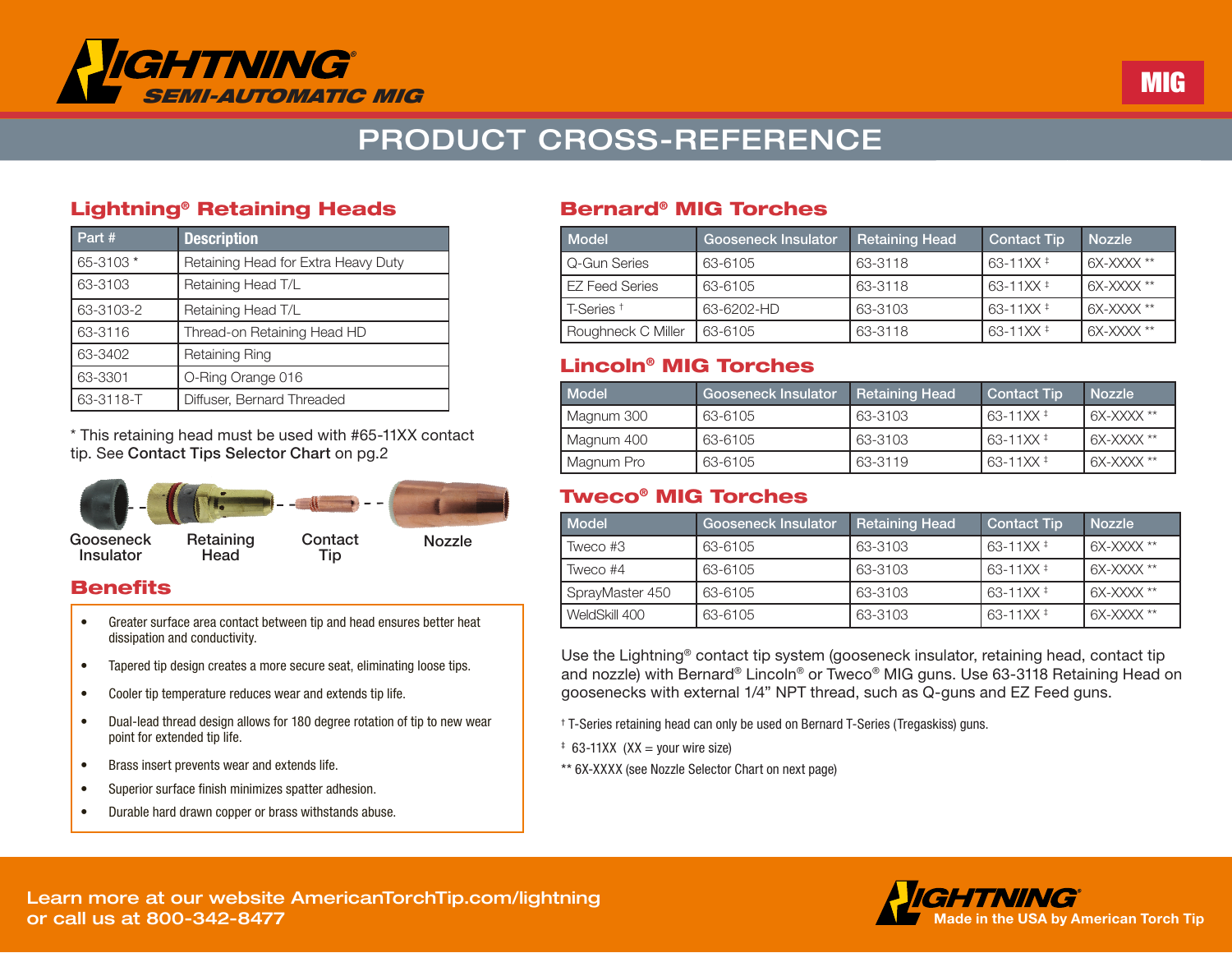# LIGHTNING® SEMI-AUTOMATIC MIG

MIG

## PRODUCT CROSS-REFERENCE

### Lightning® Retaining Heads

| Part # | Description |
|---|---|
| 65-3103 * | Retaining Head for Extra Heavy Duty |
| 63-3103 | Retaining Head T/L |
| 63-3103-2 | Retaining Head T/L |
| 63-3116 | Thread-on Retaining Head HD |
| 63-3402 | Retaining Ring |
| 63-3301 | O-Ring Orange 016 |
| 63-3118-T | Diffuser, Bernard Threaded |

* This retaining head must be used with #65-11XX contact tip. See **Contact Tips Selector Chart** on pg.2

Gooseneck Insulator - Retaining Head - Contact Tip - Nozzle

### Benefits

- Greater surface area contact between tip and head ensures better heat dissipation and conductivity.
- Tapered tip design creates a more secure seat, eliminating loose tips.
- Cooler tip temperature reduces wear and extends tip life.
- Dual-lead thread design allows for 180 degree rotation of tip to new wear point for extended tip life.
- Brass insert prevents wear and extends life.
- Superior surface finish minimizes spatter adhesion.
- Durable hard drawn copper or brass withstands abuse.

### Bernard® MIG Torches

| Model | Gooseneck Insulator | Retaining Head | Contact Tip | Nozzle |
|---|---|---|---|---|
| Q-Gun Series | 63-6105 | 63-3118 | 63-11XX ‡ | 6X-XXXX ** |
| EZ Feed Series | 63-6105 | 63-3118 | 63-11XX ‡ | 6X-XXXX ** |
| T-Series † | 63-6202-HD | 63-3103 | 63-11XX ‡ | 6X-XXXX ** |
| Roughneck C Miller | 63-6105 | 63-3118 | 63-11XX ‡ | 6X-XXXX ** |

### Lincoln® MIG Torches

| Model | Gooseneck Insulator | Retaining Head | Contact Tip | Nozzle |
|---|---|---|---|---|
| Magnum 300 | 63-6105 | 63-3103 | 63-11XX ‡ | 6X-XXXX ** |
| Magnum 400 | 63-6105 | 63-3103 | 63-11XX ‡ | 6X-XXXX ** |
| Magnum Pro | 63-6105 | 63-3119 | 63-11XX ‡ | 6X-XXXX ** |

### Tweco® MIG Torches

| Model | Gooseneck Insulator | Retaining Head | Contact Tip | Nozzle |
|---|---|---|---|---|
| Tweco #3 | 63-6105 | 63-3103 | 63-11XX ‡ | 6X-XXXX ** |
| Tweco #4 | 63-6105 | 63-3103 | 63-11XX ‡ | 6X-XXXX ** |
| SprayMaster 450 | 63-6105 | 63-3103 | 63-11XX ‡ | 6X-XXXX ** |
| WeldSkill 400 | 63-6105 | 63-3103 | 63-11XX ‡ | 6X-XXXX ** |

Use the Lightning® contact tip system (gooseneck insulator, retaining head, contact tip and nozzle) with Bernard® Lincoln® or Tweco® MIG guns. Use 63-3118 Retaining Head on goosenecks with external 1/4" NPT thread, such as Q-guns and EZ Feed guns.

† T-Series retaining head can only be used on Bernard T-Series (Tregaskiss) guns.

‡ 63-11XX (XX = your wire size)

** 6X-XXXX (see Nozzle Selector Chart on next page)

Learn more at our website AmericanTorchTip.com/lightning or call us at 800-342-8477

LIGHTNING® Made in the USA by American Torch Tip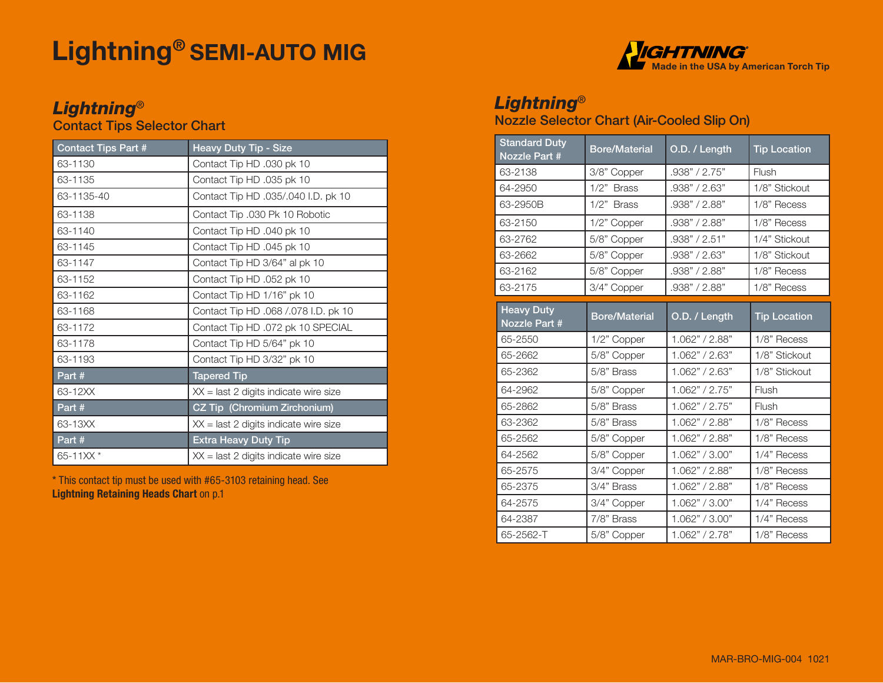# Lightning® SEMI-AUTO MIG

LIGHTNING®
Made in the USA by American Torch Tip

## *Lightning®*

### Contact Tips Selector Chart

| Contact Tips Part # | Heavy Duty Tip - Size |
|---|---|
| 63-1130 | Contact Tip HD .030 pk 10 |
| 63-1135 | Contact Tip HD .035 pk 10 |
| 63-1135-40 | Contact Tip HD .035/.040 I.D. pk 10 |
| 63-1138 | Contact Tip .030 Pk 10 Robotic |
| 63-1140 | Contact Tip HD .040 pk 10 |
| 63-1145 | Contact Tip HD .045 pk 10 |
| 63-1147 | Contact Tip HD 3/64" al pk 10 |
| 63-1152 | Contact Tip HD .052 pk 10 |
| 63-1162 | Contact Tip HD 1/16" pk 10 |
| 63-1168 | Contact Tip HD .068 /.078 I.D. pk 10 |
| 63-1172 | Contact Tip HD .072 pk 10 SPECIAL |
| 63-1178 | Contact Tip HD 5/64" pk 10 |
| 63-1193 | Contact Tip HD 3/32" pk 10 |
| **Part #** | **Tapered Tip** |
| 63-12XX | XX = last 2 digits indicate wire size |
| **Part #** | **CZ Tip (Chromium Zirchonium)** |
| 63-13XX | XX = last 2 digits indicate wire size |
| **Part #** | **Extra Heavy Duty Tip** |
| 65-11XX * | XX = last 2 digits indicate wire size |

* This contact tip must be used with #65-3103 retaining head. See **Lightning Retaining Heads Chart** on p.1

## *Lightning®*

### Nozzle Selector Chart (Air-Cooled Slip On)

| Standard Duty Nozzle Part # | Bore/Material | O.D. / Length | Tip Location |
|---|---|---|---|
| 63-2138 | 3/8" Copper | .938" / 2.75" | Flush |
| 64-2950 | 1/2" Brass | .938" / 2.63" | 1/8" Stickout |
| 63-2950B | 1/2" Brass | .938" / 2.88" | 1/8" Recess |
| 63-2150 | 1/2" Copper | .938" / 2.88" | 1/8" Recess |
| 63-2762 | 5/8" Copper | .938" / 2.51" | 1/4" Stickout |
| 63-2662 | 5/8" Copper | .938" / 2.63" | 1/8" Stickout |
| 63-2162 | 5/8" Copper | .938" / 2.88" | 1/8" Recess |
| 63-2175 | 3/4" Copper | .938" / 2.88" | 1/8" Recess |

| Heavy Duty Nozzle Part # | Bore/Material | O.D. / Length | Tip Location |
|---|---|---|---|
| 65-2550 | 1/2" Copper | 1.062" / 2.88" | 1/8" Recess |
| 65-2662 | 5/8" Copper | 1.062" / 2.63" | 1/8" Stickout |
| 65-2362 | 5/8" Brass | 1.062" / 2.63" | 1/8" Stickout |
| 64-2962 | 5/8" Copper | 1.062" / 2.75" | Flush |
| 65-2862 | 5/8" Brass | 1.062" / 2.75" | Flush |
| 63-2362 | 5/8" Brass | 1.062" / 2.88" | 1/8" Recess |
| 65-2562 | 5/8" Copper | 1.062" / 2.88" | 1/8" Recess |
| 64-2562 | 5/8" Copper | 1.062" / 3.00" | 1/4" Recess |
| 65-2575 | 3/4" Copper | 1.062" / 2.88" | 1/8" Recess |
| 65-2375 | 3/4" Brass | 1.062" / 2.88" | 1/8" Recess |
| 64-2575 | 3/4" Copper | 1.062" / 3.00" | 1/4" Recess |
| 64-2387 | 7/8" Brass | 1.062" / 3.00" | 1/4" Recess |
| 65-2562-T | 5/8" Copper | 1.062" / 2.78" | 1/8" Recess |

MAR-BRO-MIG-004 1021